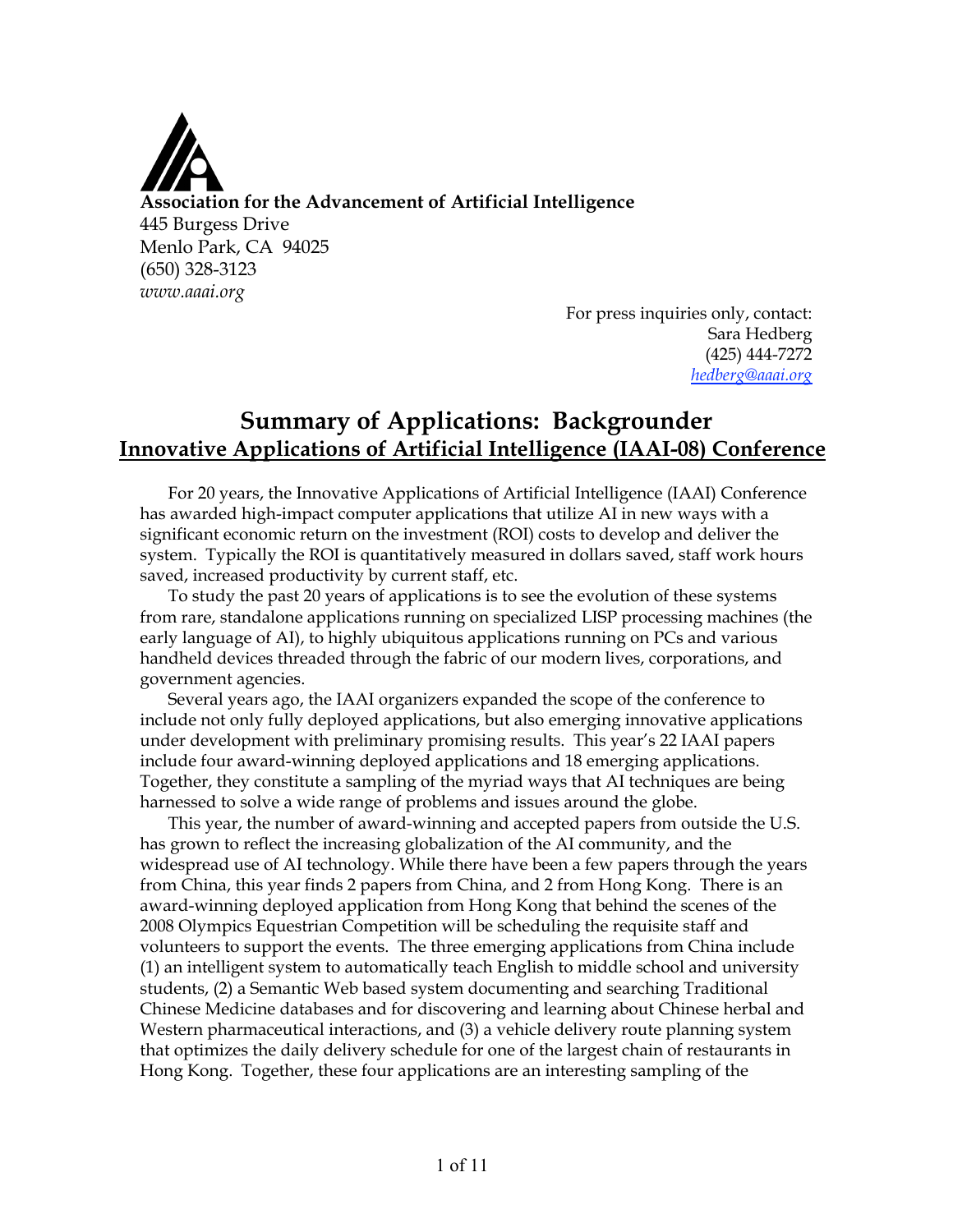**Association for the Advancement of Artificial Intelligence**
445 Burgess Drive
Menlo Park, CA 94025
(650) 328-3123
*www.aaai.org*

For press inquiries only, contact:
Sara Hedberg
(425) 444-7272
hedberg@aaai.org

# Summary of Applications: Backgrounder

## Innovative Applications of Artificial Intelligence (IAAI-08) Conference

For 20 years, the Innovative Applications of Artificial Intelligence (IAAI) Conference has awarded high-impact computer applications that utilize AI in new ways with a significant economic return on the investment (ROI) costs to develop and deliver the system. Typically the ROI is quantitatively measured in dollars saved, staff work hours saved, increased productivity by current staff, etc.

To study the past 20 years of applications is to see the evolution of these systems from rare, standalone applications running on specialized LISP processing machines (the early language of AI), to highly ubiquitous applications running on PCs and various handheld devices threaded through the fabric of our modern lives, corporations, and government agencies.

Several years ago, the IAAI organizers expanded the scope of the conference to include not only fully deployed applications, but also emerging innovative applications under development with preliminary promising results. This year's 22 IAAI papers include four award-winning deployed applications and 18 emerging applications. Together, they constitute a sampling of the myriad ways that AI techniques are being harnessed to solve a wide range of problems and issues around the globe.

This year, the number of award-winning and accepted papers from outside the U.S. has grown to reflect the increasing globalization of the AI community, and the widespread use of AI technology. While there have been a few papers through the years from China, this year finds 2 papers from China, and 2 from Hong Kong. There is an award-winning deployed application from Hong Kong that behind the scenes of the 2008 Olympics Equestrian Competition will be scheduling the requisite staff and volunteers to support the events. The three emerging applications from China include (1) an intelligent system to automatically teach English to middle school and university students, (2) a Semantic Web based system documenting and searching Traditional Chinese Medicine databases and for discovering and learning about Chinese herbal and Western pharmaceutical interactions, and (3) a vehicle delivery route planning system that optimizes the daily delivery schedule for one of the largest chain of restaurants in Hong Kong. Together, these four applications are an interesting sampling of the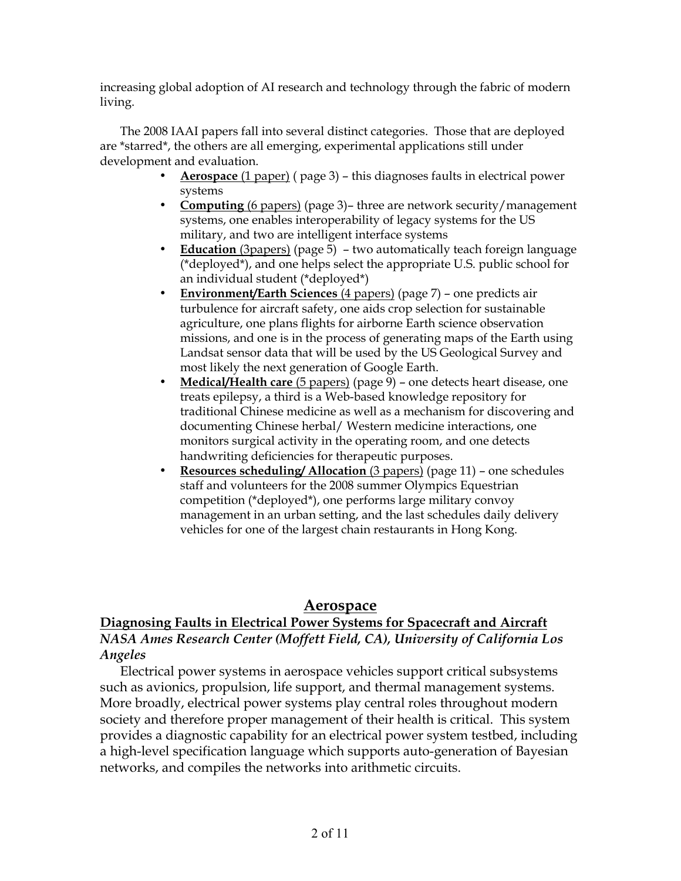increasing global adoption of AI research and technology through the fabric of modern living.

The 2008 IAAI papers fall into several distinct categories. Those that are deployed are *starred*, the others are all emerging, experimental applications still under development and evaluation.

- **Aerospace** (1 paper) ( page 3) – this diagnoses faults in electrical power systems
- **Computing** (6 papers) (page 3)– three are network security/management systems, one enables interoperability of legacy systems for the US military, and two are intelligent interface systems
- **Education** (3papers) (page 5) – two automatically teach foreign language (*deployed*), and one helps select the appropriate U.S. public school for an individual student (*deployed*)
- **Environment/Earth Sciences** (4 papers) (page 7) – one predicts air turbulence for aircraft safety, one aids crop selection for sustainable agriculture, one plans flights for airborne Earth science observation missions, and one is in the process of generating maps of the Earth using Landsat sensor data that will be used by the US Geological Survey and most likely the next generation of Google Earth.
- **Medical/Health care** (5 papers) (page 9) – one detects heart disease, one treats epilepsy, a third is a Web-based knowledge repository for traditional Chinese medicine as well as a mechanism for discovering and documenting Chinese herbal/ Western medicine interactions, one monitors surgical activity in the operating room, and one detects handwriting deficiencies for therapeutic purposes.
- **Resources scheduling/ Allocation** (3 papers) (page 11) – one schedules staff and volunteers for the 2008 summer Olympics Equestrian competition (*deployed*), one performs large military convoy management in an urban setting, and the last schedules daily delivery vehicles for one of the largest chain restaurants in Hong Kong.

## Aerospace

### Diagnosing Faults in Electrical Power Systems for Spacecraft and Aircraft

*NASA Ames Research Center (Moffett Field, CA), University of California Los Angeles*

Electrical power systems in aerospace vehicles support critical subsystems such as avionics, propulsion, life support, and thermal management systems. More broadly, electrical power systems play central roles throughout modern society and therefore proper management of their health is critical. This system provides a diagnostic capability for an electrical power system testbed, including a high-level specification language which supports auto-generation of Bayesian networks, and compiles the networks into arithmetic circuits.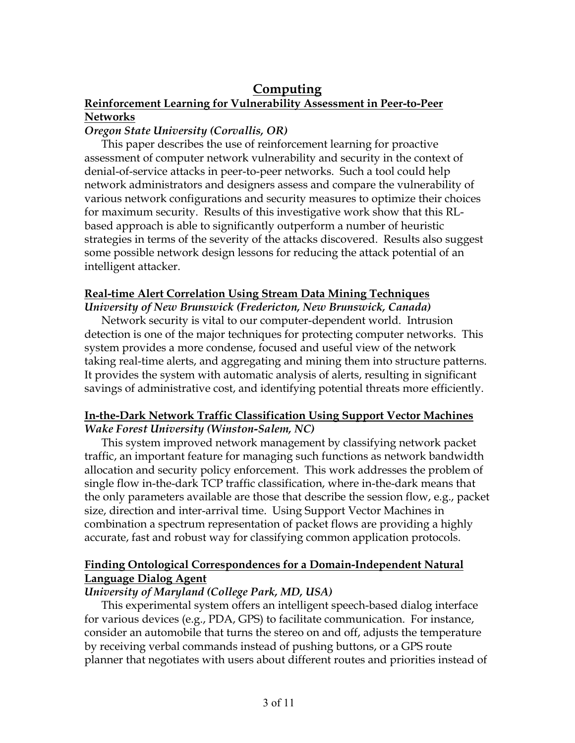# Computing

## Reinforcement Learning for Vulnerability Assessment in Peer-to-Peer Networks

*Oregon State University (Corvallis, OR)*

This paper describes the use of reinforcement learning for proactive assessment of computer network vulnerability and security in the context of denial-of-service attacks in peer-to-peer networks. Such a tool could help network administrators and designers assess and compare the vulnerability of various network configurations and security measures to optimize their choices for maximum security. Results of this investigative work show that this RL-based approach is able to significantly outperform a number of heuristic strategies in terms of the severity of the attacks discovered. Results also suggest some possible network design lessons for reducing the attack potential of an intelligent attacker.

## Real-time Alert Correlation Using Stream Data Mining Techniques

*University of New Brunswick (Fredericton, New Brunswick, Canada)*

Network security is vital to our computer-dependent world. Intrusion detection is one of the major techniques for protecting computer networks. This system provides a more condense, focused and useful view of the network taking real-time alerts, and aggregating and mining them into structure patterns. It provides the system with automatic analysis of alerts, resulting in significant savings of administrative cost, and identifying potential threats more efficiently.

## In-the-Dark Network Traffic Classification Using Support Vector Machines

*Wake Forest University (Winston-Salem, NC)*

This system improved network management by classifying network packet traffic, an important feature for managing such functions as network bandwidth allocation and security policy enforcement. This work addresses the problem of single flow in-the-dark TCP traffic classification, where in-the-dark means that the only parameters available are those that describe the session flow, e.g., packet size, direction and inter-arrival time. Using Support Vector Machines in combination a spectrum representation of packet flows are providing a highly accurate, fast and robust way for classifying common application protocols.

## Finding Ontological Correspondences for a Domain-Independent Natural Language Dialog Agent

*University of Maryland (College Park, MD, USA)*

This experimental system offers an intelligent speech-based dialog interface for various devices (e.g., PDA, GPS) to facilitate communication. For instance, consider an automobile that turns the stereo on and off, adjusts the temperature by receiving verbal commands instead of pushing buttons, or a GPS route planner that negotiates with users about different routes and priorities instead of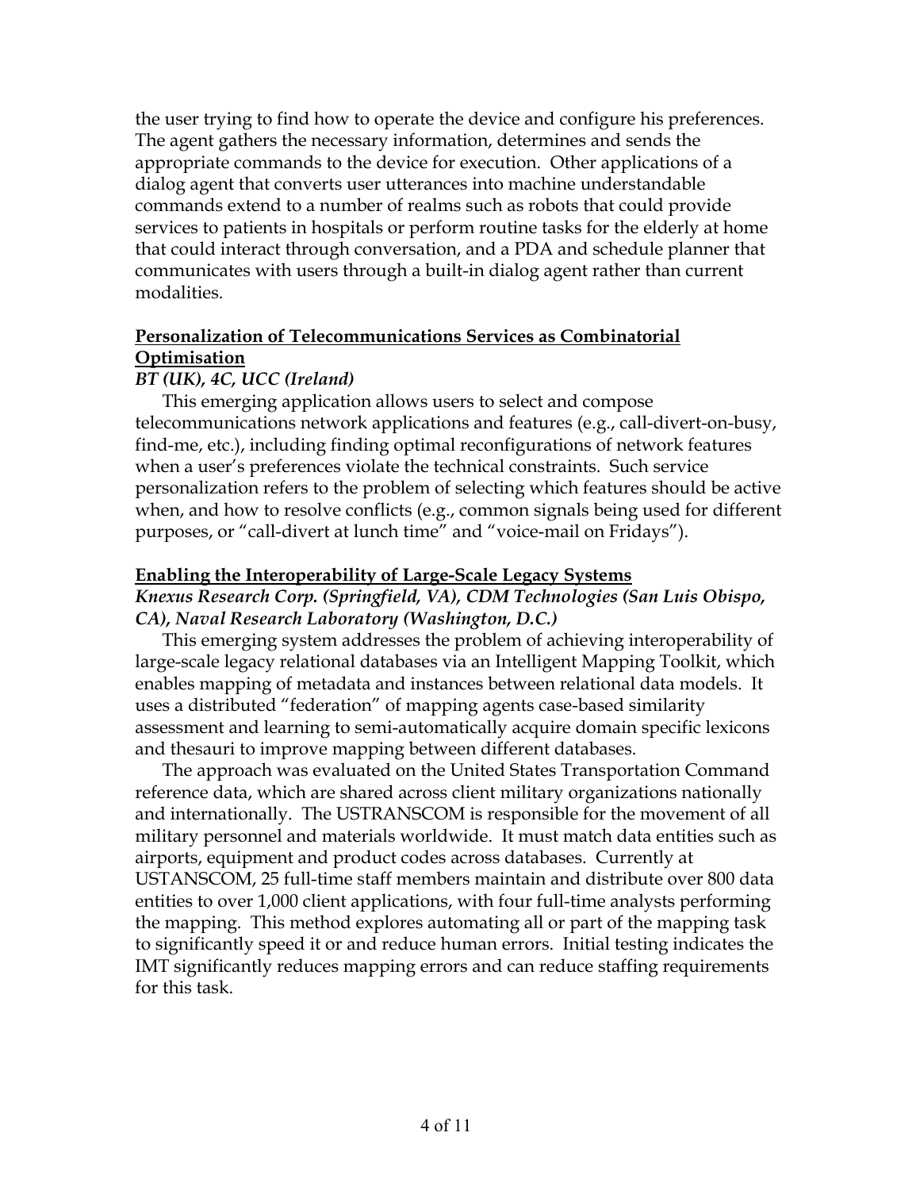the user trying to find how to operate the device and configure his preferences. The agent gathers the necessary information, determines and sends the appropriate commands to the device for execution. Other applications of a dialog agent that converts user utterances into machine understandable commands extend to a number of realms such as robots that could provide services to patients in hospitals or perform routine tasks for the elderly at home that could interact through conversation, and a PDA and schedule planner that communicates with users through a built-in dialog agent rather than current modalities.

**Personalization of Telecommunications Services as Combinatorial Optimisation**

***BT (UK), 4C, UCC (Ireland)***

This emerging application allows users to select and compose telecommunications network applications and features (e.g., call-divert-on-busy, find-me, etc.), including finding optimal reconfigurations of network features when a user's preferences violate the technical constraints. Such service personalization refers to the problem of selecting which features should be active when, and how to resolve conflicts (e.g., common signals being used for different purposes, or "call-divert at lunch time" and "voice-mail on Fridays").

**Enabling the Interoperability of Large-Scale Legacy Systems**

***Knexus Research Corp. (Springfield, VA), CDM Technologies (San Luis Obispo, CA), Naval Research Laboratory (Washington, D.C.)***

This emerging system addresses the problem of achieving interoperability of large-scale legacy relational databases via an Intelligent Mapping Toolkit, which enables mapping of metadata and instances between relational data models. It uses a distributed "federation" of mapping agents case-based similarity assessment and learning to semi-automatically acquire domain specific lexicons and thesauri to improve mapping between different databases.

The approach was evaluated on the United States Transportation Command reference data, which are shared across client military organizations nationally and internationally. The USTRANSCOM is responsible for the movement of all military personnel and materials worldwide. It must match data entities such as airports, equipment and product codes across databases. Currently at USTANSCOM, 25 full-time staff members maintain and distribute over 800 data entities to over 1,000 client applications, with four full-time analysts performing the mapping. This method explores automating all or part of the mapping task to significantly speed it or and reduce human errors. Initial testing indicates the IMT significantly reduces mapping errors and can reduce staffing requirements for this task.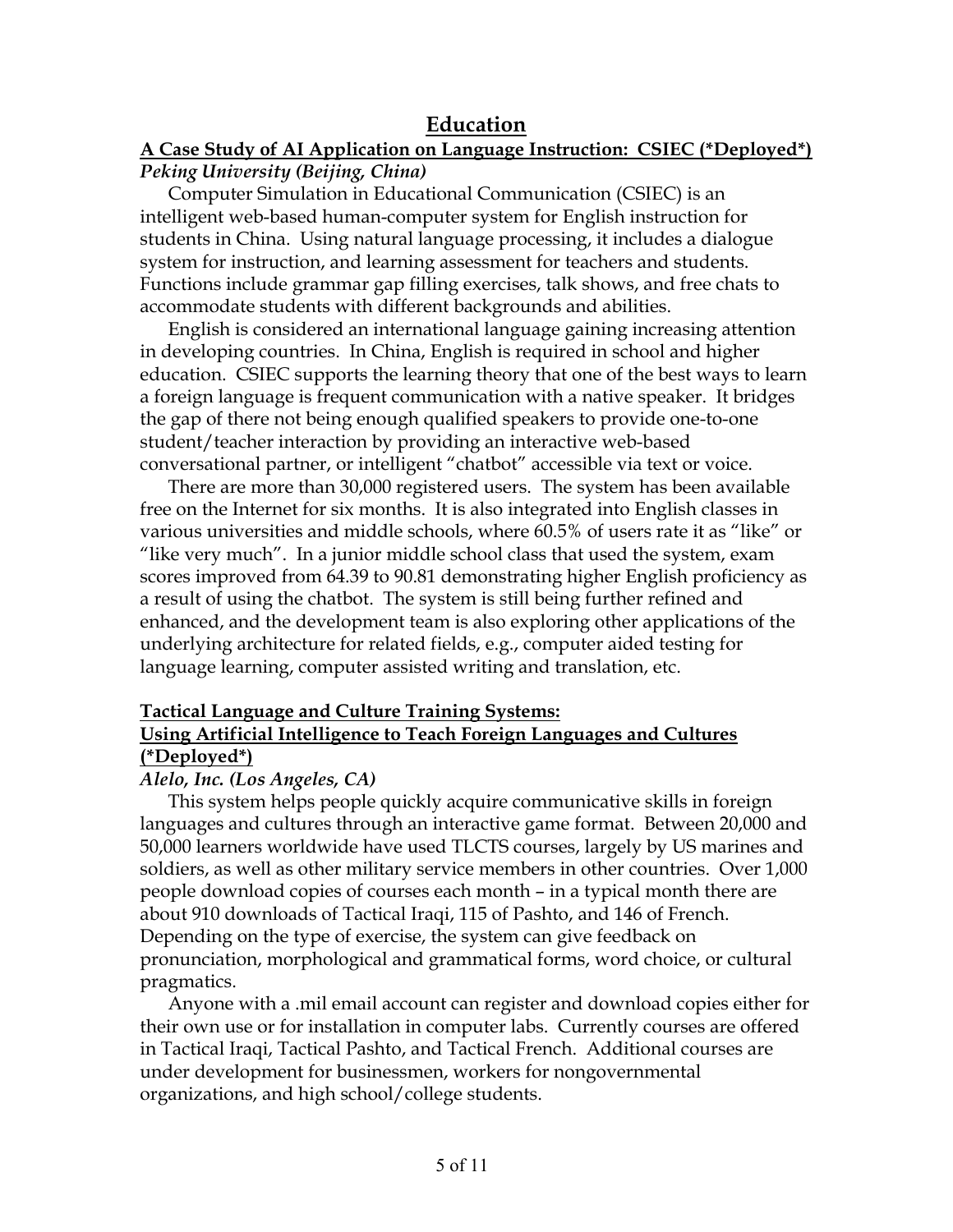# Education

## A Case Study of AI Application on Language Instruction: CSIEC (*Deployed*)

***Peking University (Beijing, China)***

Computer Simulation in Educational Communication (CSIEC) is an intelligent web-based human-computer system for English instruction for students in China. Using natural language processing, it includes a dialogue system for instruction, and learning assessment for teachers and students. Functions include grammar gap filling exercises, talk shows, and free chats to accommodate students with different backgrounds and abilities.

English is considered an international language gaining increasing attention in developing countries. In China, English is required in school and higher education. CSIEC supports the learning theory that one of the best ways to learn a foreign language is frequent communication with a native speaker. It bridges the gap of there not being enough qualified speakers to provide one-to-one student/teacher interaction by providing an interactive web-based conversational partner, or intelligent "chatbot" accessible via text or voice.

There are more than 30,000 registered users. The system has been available free on the Internet for six months. It is also integrated into English classes in various universities and middle schools, where 60.5% of users rate it as "like" or "like very much". In a junior middle school class that used the system, exam scores improved from 64.39 to 90.81 demonstrating higher English proficiency as a result of using the chatbot. The system is still being further refined and enhanced, and the development team is also exploring other applications of the underlying architecture for related fields, e.g., computer aided testing for language learning, computer assisted writing and translation, etc.

## Tactical Language and Culture Training Systems: Using Artificial Intelligence to Teach Foreign Languages and Cultures (*Deployed*)

***Alelo, Inc. (Los Angeles, CA)***

This system helps people quickly acquire communicative skills in foreign languages and cultures through an interactive game format. Between 20,000 and 50,000 learners worldwide have used TLCTS courses, largely by US marines and soldiers, as well as other military service members in other countries. Over 1,000 people download copies of courses each month – in a typical month there are about 910 downloads of Tactical Iraqi, 115 of Pashto, and 146 of French. Depending on the type of exercise, the system can give feedback on pronunciation, morphological and grammatical forms, word choice, or cultural pragmatics.

Anyone with a .mil email account can register and download copies either for their own use or for installation in computer labs. Currently courses are offered in Tactical Iraqi, Tactical Pashto, and Tactical French. Additional courses are under development for businessmen, workers for nongovernmental organizations, and high school/college students.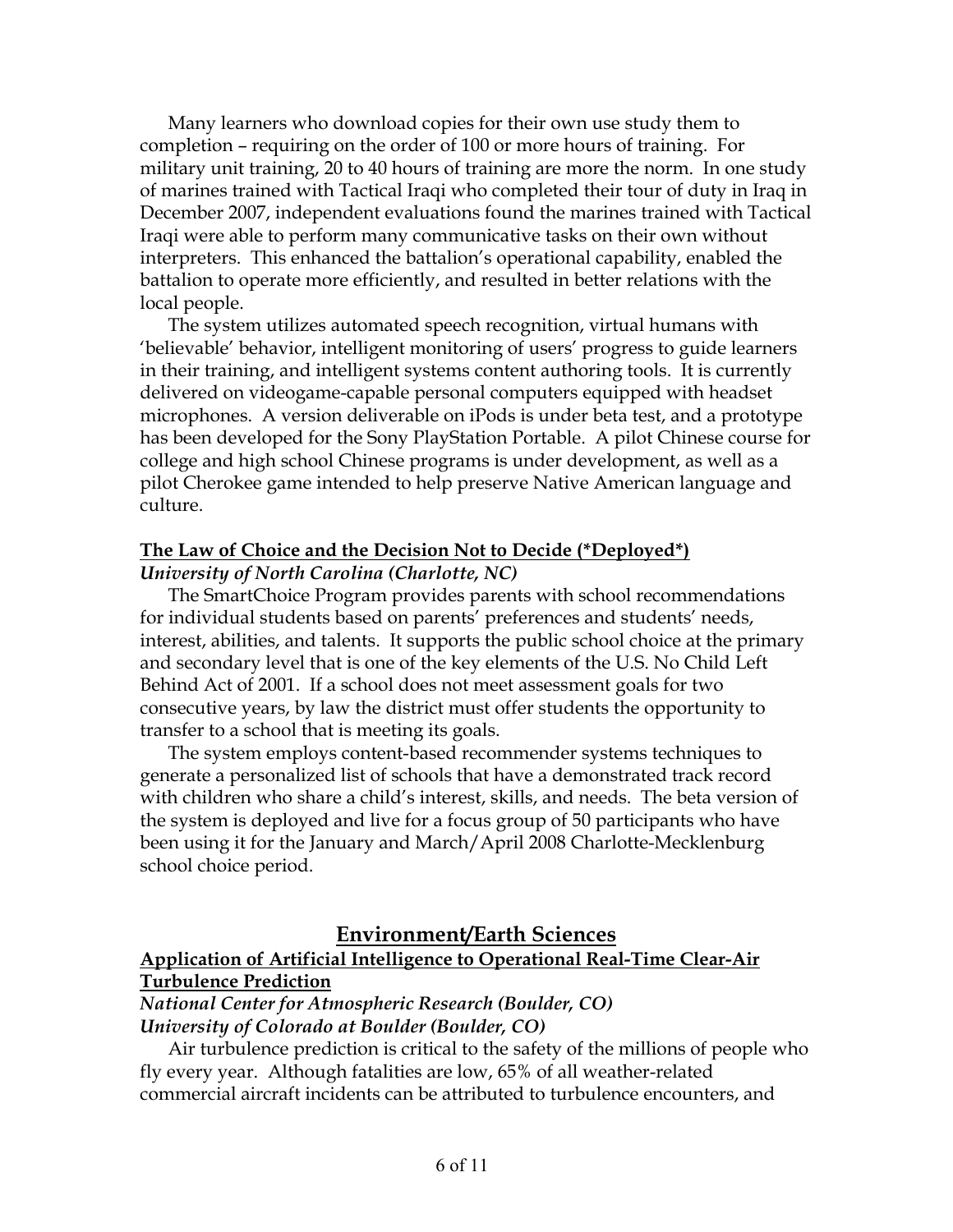Many learners who download copies for their own use study them to completion – requiring on the order of 100 or more hours of training. For military unit training, 20 to 40 hours of training are more the norm. In one study of marines trained with Tactical Iraqi who completed their tour of duty in Iraq in December 2007, independent evaluations found the marines trained with Tactical Iraqi were able to perform many communicative tasks on their own without interpreters. This enhanced the battalion's operational capability, enabled the battalion to operate more efficiently, and resulted in better relations with the local people.

The system utilizes automated speech recognition, virtual humans with 'believable' behavior, intelligent monitoring of users' progress to guide learners in their training, and intelligent systems content authoring tools. It is currently delivered on videogame-capable personal computers equipped with headset microphones. A version deliverable on iPods is under beta test, and a prototype has been developed for the Sony PlayStation Portable. A pilot Chinese course for college and high school Chinese programs is under development, as well as a pilot Cherokee game intended to help preserve Native American language and culture.

### The Law of Choice and the Decision Not to Decide (*Deployed*)

***University of North Carolina (Charlotte, NC)***

The SmartChoice Program provides parents with school recommendations for individual students based on parents' preferences and students' needs, interest, abilities, and talents. It supports the public school choice at the primary and secondary level that is one of the key elements of the U.S. No Child Left Behind Act of 2001. If a school does not meet assessment goals for two consecutive years, by law the district must offer students the opportunity to transfer to a school that is meeting its goals.

The system employs content-based recommender systems techniques to generate a personalized list of schools that have a demonstrated track record with children who share a child's interest, skills, and needs. The beta version of the system is deployed and live for a focus group of 50 participants who have been using it for the January and March/April 2008 Charlotte-Mecklenburg school choice period.

## Environment/Earth Sciences

### Application of Artificial Intelligence to Operational Real-Time Clear-Air Turbulence Prediction

***National Center for Atmospheric Research (Boulder, CO)***
***University of Colorado at Boulder (Boulder, CO)***

Air turbulence prediction is critical to the safety of the millions of people who fly every year. Although fatalities are low, 65% of all weather-related commercial aircraft incidents can be attributed to turbulence encounters, and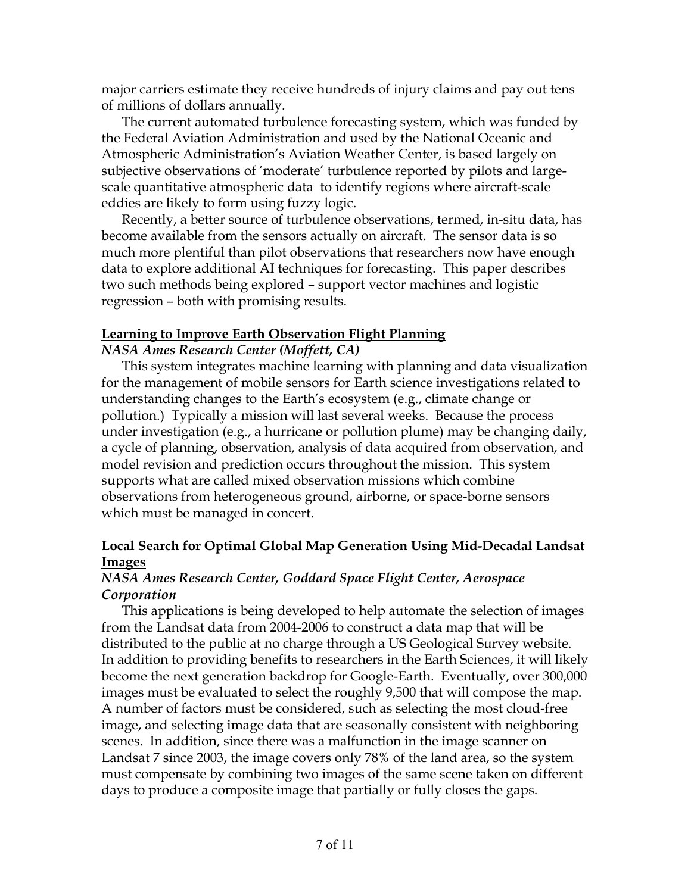major carriers estimate they receive hundreds of injury claims and pay out tens of millions of dollars annually.

The current automated turbulence forecasting system, which was funded by the Federal Aviation Administration and used by the National Oceanic and Atmospheric Administration's Aviation Weather Center, is based largely on subjective observations of 'moderate' turbulence reported by pilots and large-scale quantitative atmospheric data to identify regions where aircraft-scale eddies are likely to form using fuzzy logic.

Recently, a better source of turbulence observations, termed, in-situ data, has become available from the sensors actually on aircraft. The sensor data is so much more plentiful than pilot observations that researchers now have enough data to explore additional AI techniques for forecasting. This paper describes two such methods being explored – support vector machines and logistic regression – both with promising results.

**Learning to Improve Earth Observation Flight Planning**

***NASA Ames Research Center (Moffett, CA)***

This system integrates machine learning with planning and data visualization for the management of mobile sensors for Earth science investigations related to understanding changes to the Earth's ecosystem (e.g., climate change or pollution.) Typically a mission will last several weeks. Because the process under investigation (e.g., a hurricane or pollution plume) may be changing daily, a cycle of planning, observation, analysis of data acquired from observation, and model revision and prediction occurs throughout the mission. This system supports what are called mixed observation missions which combine observations from heterogeneous ground, airborne, or space-borne sensors which must be managed in concert.

**Local Search for Optimal Global Map Generation Using Mid-Decadal Landsat Images**

***NASA Ames Research Center, Goddard Space Flight Center, Aerospace Corporation***

This applications is being developed to help automate the selection of images from the Landsat data from 2004-2006 to construct a data map that will be distributed to the public at no charge through a US Geological Survey website. In addition to providing benefits to researchers in the Earth Sciences, it will likely become the next generation backdrop for Google-Earth. Eventually, over 300,000 images must be evaluated to select the roughly 9,500 that will compose the map. A number of factors must be considered, such as selecting the most cloud-free image, and selecting image data that are seasonally consistent with neighboring scenes. In addition, since there was a malfunction in the image scanner on Landsat 7 since 2003, the image covers only 78% of the land area, so the system must compensate by combining two images of the same scene taken on different days to produce a composite image that partially or fully closes the gaps.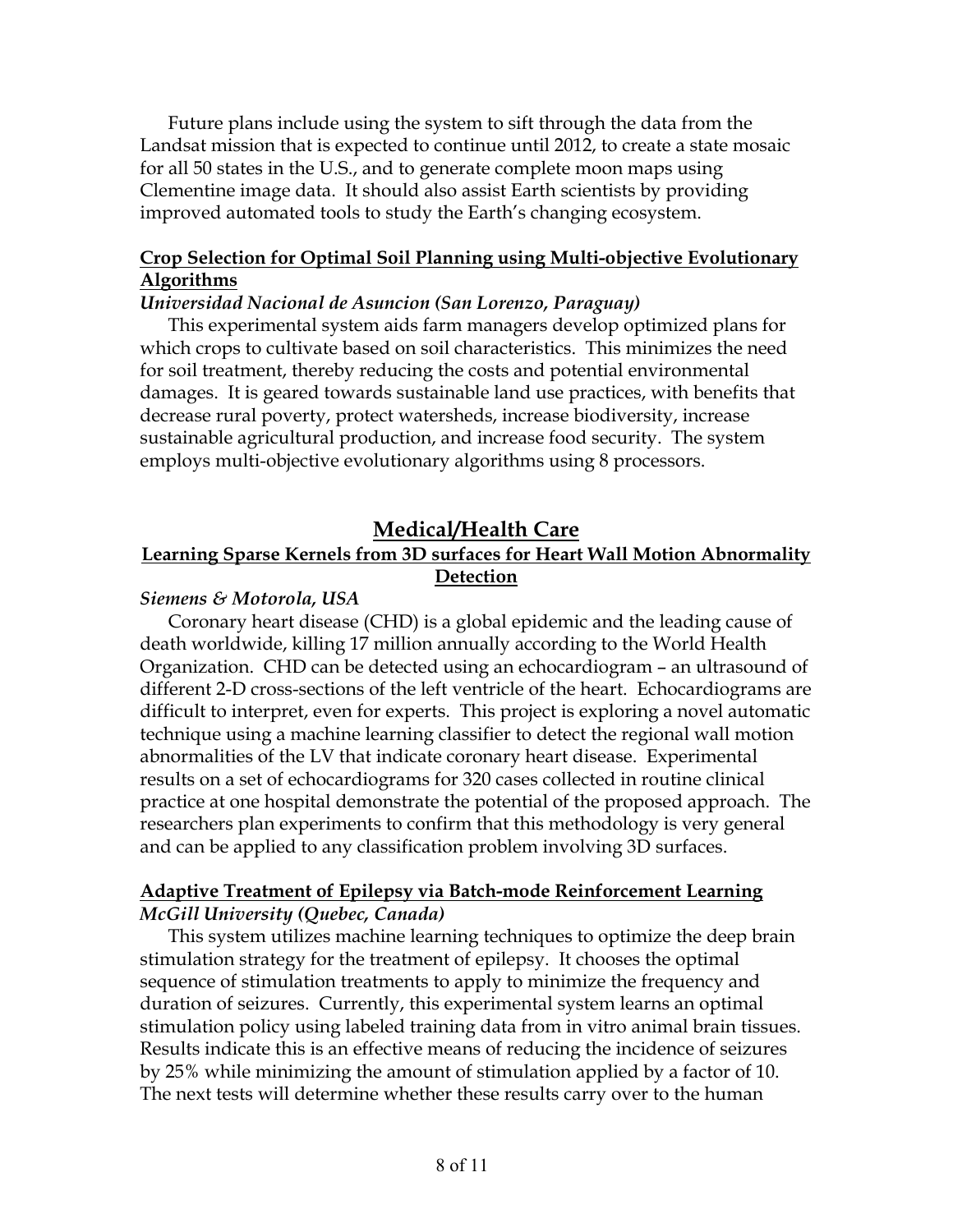Future plans include using the system to sift through the data from the Landsat mission that is expected to continue until 2012, to create a state mosaic for all 50 states in the U.S., and to generate complete moon maps using Clementine image data. It should also assist Earth scientists by providing improved automated tools to study the Earth's changing ecosystem.

### Crop Selection for Optimal Soil Planning using Multi-objective Evolutionary Algorithms

***Universidad Nacional de Asuncion (San Lorenzo, Paraguay)***

This experimental system aids farm managers develop optimized plans for which crops to cultivate based on soil characteristics. This minimizes the need for soil treatment, thereby reducing the costs and potential environmental damages. It is geared towards sustainable land use practices, with benefits that decrease rural poverty, protect watersheds, increase biodiversity, increase sustainable agricultural production, and increase food security. The system employs multi-objective evolutionary algorithms using 8 processors.

## Medical/Health Care

### Learning Sparse Kernels from 3D surfaces for Heart Wall Motion Abnormality Detection

***Siemens & Motorola, USA***

Coronary heart disease (CHD) is a global epidemic and the leading cause of death worldwide, killing 17 million annually according to the World Health Organization. CHD can be detected using an echocardiogram – an ultrasound of different 2-D cross-sections of the left ventricle of the heart. Echocardiograms are difficult to interpret, even for experts. This project is exploring a novel automatic technique using a machine learning classifier to detect the regional wall motion abnormalities of the LV that indicate coronary heart disease. Experimental results on a set of echocardiograms for 320 cases collected in routine clinical practice at one hospital demonstrate the potential of the proposed approach. The researchers plan experiments to confirm that this methodology is very general and can be applied to any classification problem involving 3D surfaces.

### Adaptive Treatment of Epilepsy via Batch-mode Reinforcement Learning

***McGill University (Quebec, Canada)***

This system utilizes machine learning techniques to optimize the deep brain stimulation strategy for the treatment of epilepsy. It chooses the optimal sequence of stimulation treatments to apply to minimize the frequency and duration of seizures. Currently, this experimental system learns an optimal stimulation policy using labeled training data from in vitro animal brain tissues. Results indicate this is an effective means of reducing the incidence of seizures by 25% while minimizing the amount of stimulation applied by a factor of 10. The next tests will determine whether these results carry over to the human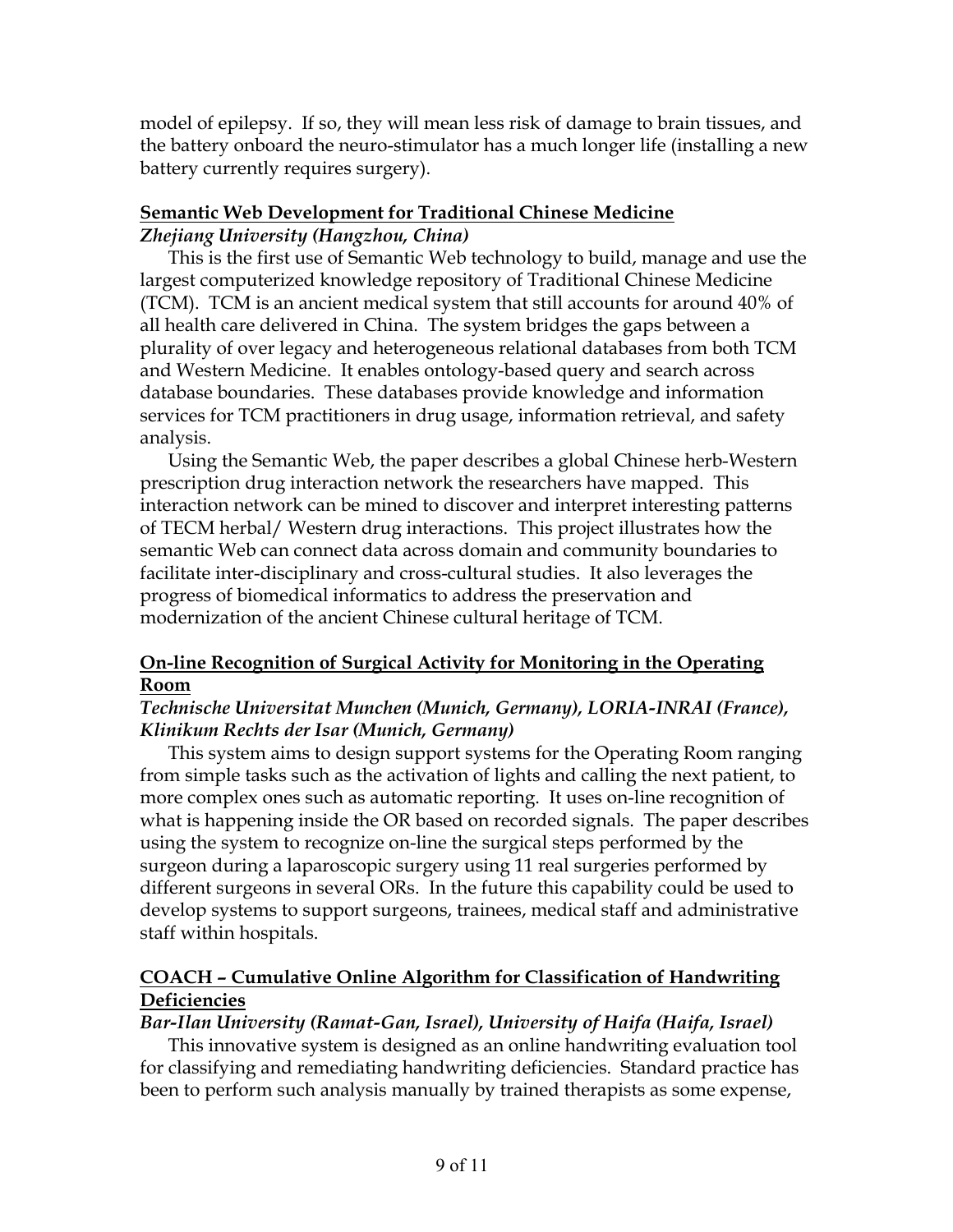model of epilepsy. If so, they will mean less risk of damage to brain tissues, and the battery onboard the neuro-stimulator has a much longer life (installing a new battery currently requires surgery).

### Semantic Web Development for Traditional Chinese Medicine

***Zhejiang University (Hangzhou, China)***

This is the first use of Semantic Web technology to build, manage and use the largest computerized knowledge repository of Traditional Chinese Medicine (TCM). TCM is an ancient medical system that still accounts for around 40% of all health care delivered in China. The system bridges the gaps between a plurality of over legacy and heterogeneous relational databases from both TCM and Western Medicine. It enables ontology-based query and search across database boundaries. These databases provide knowledge and information services for TCM practitioners in drug usage, information retrieval, and safety analysis.

Using the Semantic Web, the paper describes a global Chinese herb-Western prescription drug interaction network the researchers have mapped. This interaction network can be mined to discover and interpret interesting patterns of TECM herbal/ Western drug interactions. This project illustrates how the semantic Web can connect data across domain and community boundaries to facilitate inter-disciplinary and cross-cultural studies. It also leverages the progress of biomedical informatics to address the preservation and modernization of the ancient Chinese cultural heritage of TCM.

### On-line Recognition of Surgical Activity for Monitoring in the Operating Room

***Technische Universitat Munchen (Munich, Germany), LORIA-INRAI (France), Klinikum Rechts der Isar (Munich, Germany)***

This system aims to design support systems for the Operating Room ranging from simple tasks such as the activation of lights and calling the next patient, to more complex ones such as automatic reporting. It uses on-line recognition of what is happening inside the OR based on recorded signals. The paper describes using the system to recognize on-line the surgical steps performed by the surgeon during a laparoscopic surgery using 11 real surgeries performed by different surgeons in several ORs. In the future this capability could be used to develop systems to support surgeons, trainees, medical staff and administrative staff within hospitals.

### COACH – Cumulative Online Algorithm for Classification of Handwriting Deficiencies

***Bar-Ilan University (Ramat-Gan, Israel), University of Haifa (Haifa, Israel)***

This innovative system is designed as an online handwriting evaluation tool for classifying and remediating handwriting deficiencies. Standard practice has been to perform such analysis manually by trained therapists as some expense,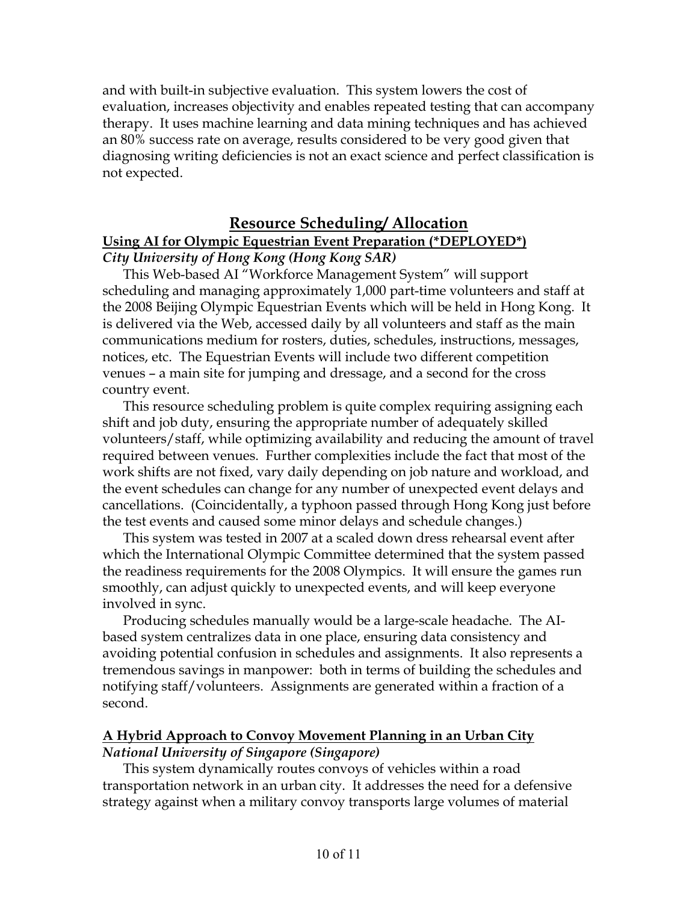and with built-in subjective evaluation. This system lowers the cost of evaluation, increases objectivity and enables repeated testing that can accompany therapy. It uses machine learning and data mining techniques and has achieved an 80% success rate on average, results considered to be very good given that diagnosing writing deficiencies is not an exact science and perfect classification is not expected.

## Resource Scheduling/ Allocation

### Using AI for Olympic Equestrian Event Preparation (*DEPLOYED*)

***City University of Hong Kong (Hong Kong SAR)***

This Web-based AI "Workforce Management System" will support scheduling and managing approximately 1,000 part-time volunteers and staff at the 2008 Beijing Olympic Equestrian Events which will be held in Hong Kong. It is delivered via the Web, accessed daily by all volunteers and staff as the main communications medium for rosters, duties, schedules, instructions, messages, notices, etc. The Equestrian Events will include two different competition venues – a main site for jumping and dressage, and a second for the cross country event.

This resource scheduling problem is quite complex requiring assigning each shift and job duty, ensuring the appropriate number of adequately skilled volunteers/staff, while optimizing availability and reducing the amount of travel required between venues. Further complexities include the fact that most of the work shifts are not fixed, vary daily depending on job nature and workload, and the event schedules can change for any number of unexpected event delays and cancellations. (Coincidentally, a typhoon passed through Hong Kong just before the test events and caused some minor delays and schedule changes.)

This system was tested in 2007 at a scaled down dress rehearsal event after which the International Olympic Committee determined that the system passed the readiness requirements for the 2008 Olympics. It will ensure the games run smoothly, can adjust quickly to unexpected events, and will keep everyone involved in sync.

Producing schedules manually would be a large-scale headache. The AI-based system centralizes data in one place, ensuring data consistency and avoiding potential confusion in schedules and assignments. It also represents a tremendous savings in manpower: both in terms of building the schedules and notifying staff/volunteers. Assignments are generated within a fraction of a second.

### A Hybrid Approach to Convoy Movement Planning in an Urban City

***National University of Singapore (Singapore)***

This system dynamically routes convoys of vehicles within a road transportation network in an urban city. It addresses the need for a defensive strategy against when a military convoy transports large volumes of material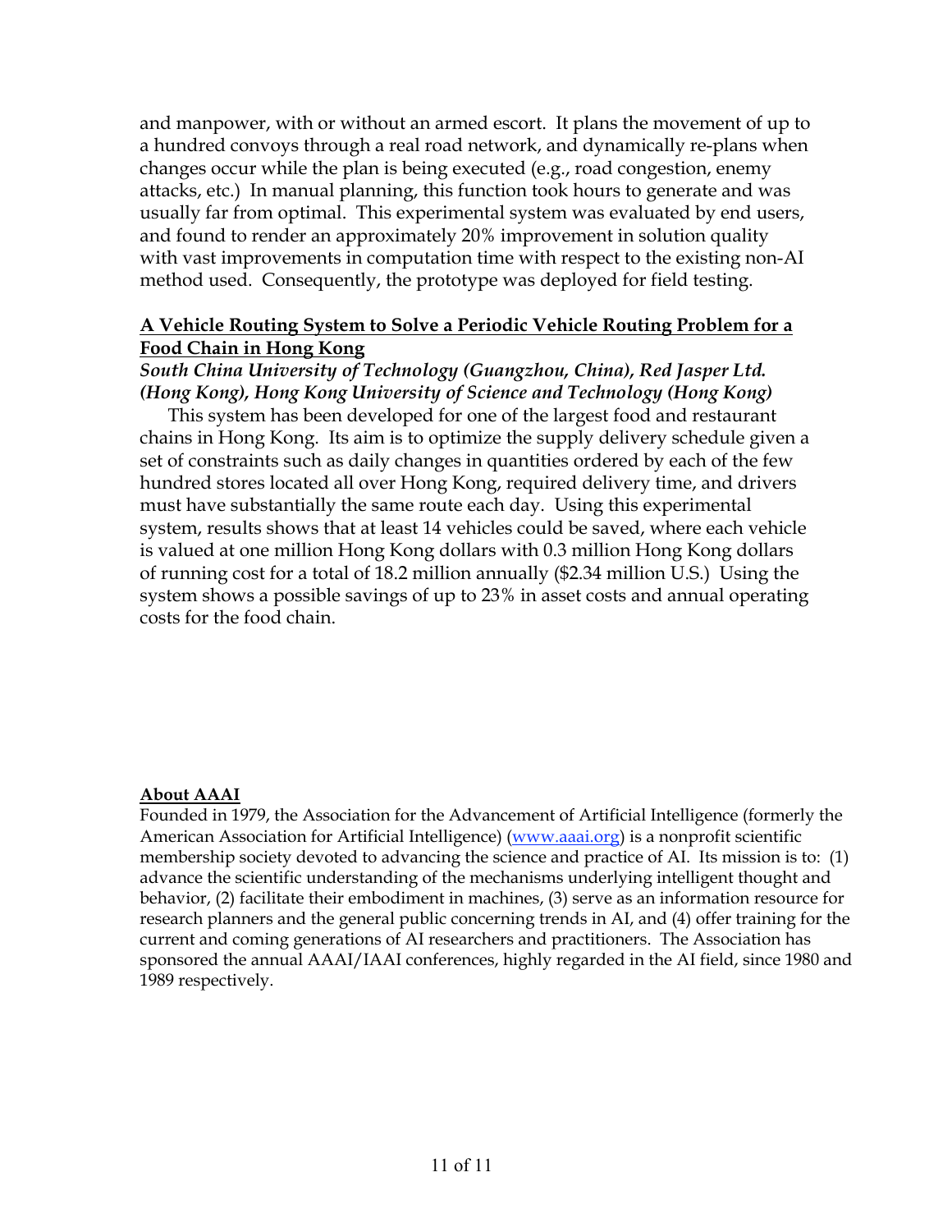and manpower, with or without an armed escort. It plans the movement of up to a hundred convoys through a real road network, and dynamically re-plans when changes occur while the plan is being executed (e.g., road congestion, enemy attacks, etc.) In manual planning, this function took hours to generate and was usually far from optimal. This experimental system was evaluated by end users, and found to render an approximately 20% improvement in solution quality with vast improvements in computation time with respect to the existing non-AI method used. Consequently, the prototype was deployed for field testing.

**A Vehicle Routing System to Solve a Periodic Vehicle Routing Problem for a Food Chain in Hong Kong**

***South China University of Technology (Guangzhou, China), Red Jasper Ltd. (Hong Kong), Hong Kong University of Science and Technology (Hong Kong)***

This system has been developed for one of the largest food and restaurant chains in Hong Kong. Its aim is to optimize the supply delivery schedule given a set of constraints such as daily changes in quantities ordered by each of the few hundred stores located all over Hong Kong, required delivery time, and drivers must have substantially the same route each day. Using this experimental system, results shows that at least 14 vehicles could be saved, where each vehicle is valued at one million Hong Kong dollars with 0.3 million Hong Kong dollars of running cost for a total of 18.2 million annually ($2.34 million U.S.) Using the system shows a possible savings of up to 23% in asset costs and annual operating costs for the food chain.

**About AAAI**

Founded in 1979, the Association for the Advancement of Artificial Intelligence (formerly the American Association for Artificial Intelligence) (www.aaai.org) is a nonprofit scientific membership society devoted to advancing the science and practice of AI. Its mission is to: (1) advance the scientific understanding of the mechanisms underlying intelligent thought and behavior, (2) facilitate their embodiment in machines, (3) serve as an information resource for research planners and the general public concerning trends in AI, and (4) offer training for the current and coming generations of AI researchers and practitioners. The Association has sponsored the annual AAAI/IAAI conferences, highly regarded in the AI field, since 1980 and 1989 respectively.